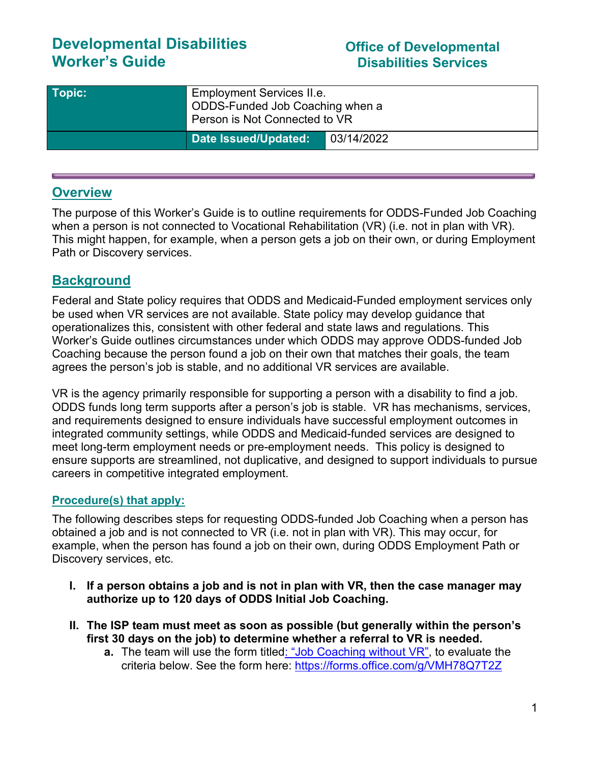# Developmental Disabilities Worker's Guide

**Office of Developmental Disabilities Services**

| **Topic:** | Employment Services II.e. ODDS-Funded Job Coaching when a Person is Not Connected to VR | |
|---|---|---|
| | **Date Issued/Updated:** | 03/14/2022 |

## Overview

The purpose of this Worker's Guide is to outline requirements for ODDS-Funded Job Coaching when a person is not connected to Vocational Rehabilitation (VR) (i.e. not in plan with VR). This might happen, for example, when a person gets a job on their own, or during Employment Path or Discovery services.

## Background

Federal and State policy requires that ODDS and Medicaid-Funded employment services only be used when VR services are not available. State policy may develop guidance that operationalizes this, consistent with other federal and state laws and regulations. This Worker's Guide outlines circumstances under which ODDS may approve ODDS-funded Job Coaching because the person found a job on their own that matches their goals, the team agrees the person's job is stable, and no additional VR services are available.

VR is the agency primarily responsible for supporting a person with a disability to find a job. ODDS funds long term supports after a person's job is stable. VR has mechanisms, services, and requirements designed to ensure individuals have successful employment outcomes in integrated community settings, while ODDS and Medicaid-funded services are designed to meet long-term employment needs or pre-employment needs. This policy is designed to ensure supports are streamlined, not duplicative, and designed to support individuals to pursue careers in competitive integrated employment.

### Procedure(s) that apply:

The following describes steps for requesting ODDS-funded Job Coaching when a person has obtained a job and is not connected to VR (i.e. not in plan with VR). This may occur, for example, when the person has found a job on their own, during ODDS Employment Path or Discovery services, etc.

I. **If a person obtains a job and is not in plan with VR, then the case manager may authorize up to 120 days of ODDS Initial Job Coaching.**

II. **The ISP team must meet as soon as possible (but generally within the person's first 30 days on the job) to determine whether a referral to VR is needed.**
   a. The team will use the form titled: "Job Coaching without VR", to evaluate the criteria below. See the form here: https://forms.office.com/g/VMH78Q7T2Z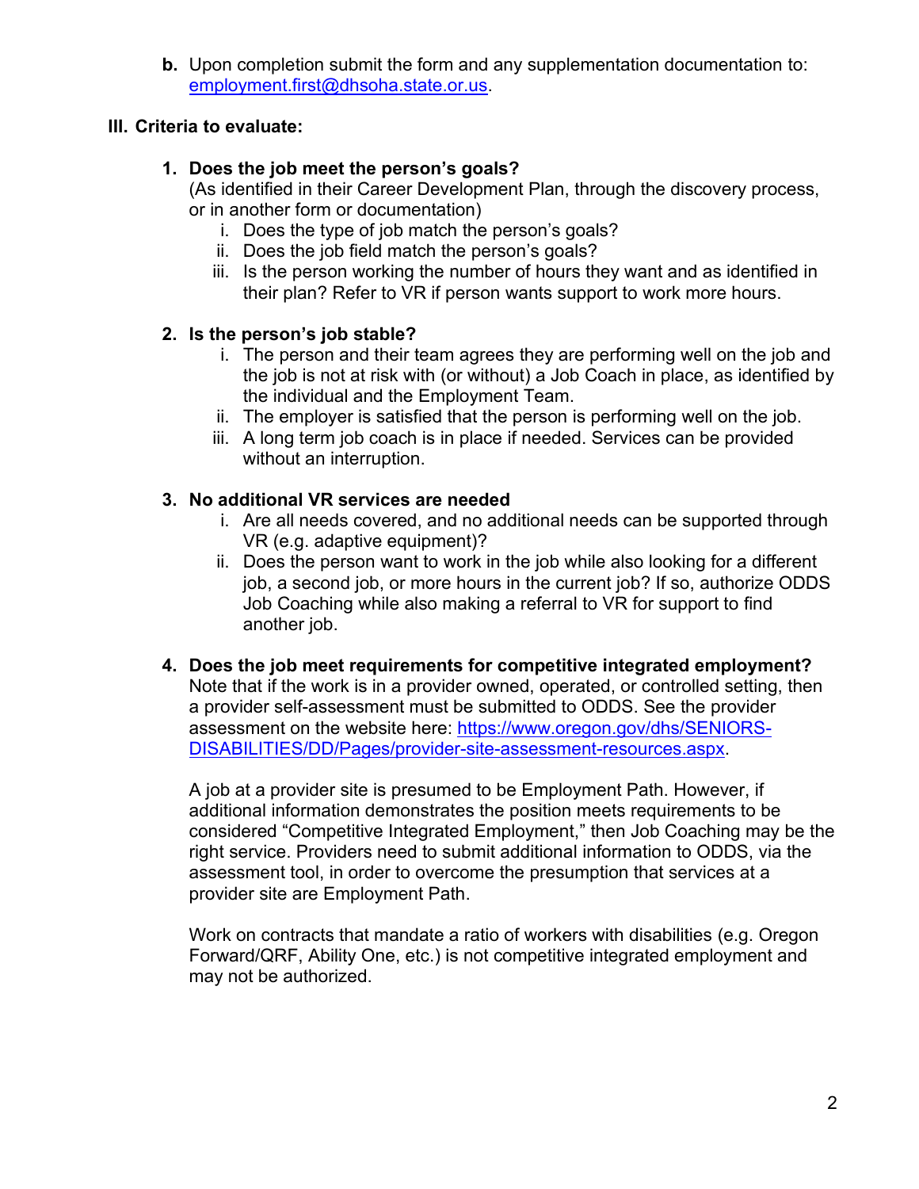b. Upon completion submit the form and any supplementation documentation to: employment.first@dhsoha.state.or.us.

## III. Criteria to evaluate:

1. **Does the job meet the person's goals?**
   (As identified in their Career Development Plan, through the discovery process, or in another form or documentation)
   i. Does the type of job match the person's goals?
   ii. Does the job field match the person's goals?
   iii. Is the person working the number of hours they want and as identified in their plan? Refer to VR if person wants support to work more hours.

2. **Is the person's job stable?**
   i. The person and their team agrees they are performing well on the job and the job is not at risk with (or without) a Job Coach in place, as identified by the individual and the Employment Team.
   ii. The employer is satisfied that the person is performing well on the job.
   iii. A long term job coach is in place if needed. Services can be provided without an interruption.

3. **No additional VR services are needed**
   i. Are all needs covered, and no additional needs can be supported through VR (e.g. adaptive equipment)?
   ii. Does the person want to work in the job while also looking for a different job, a second job, or more hours in the current job? If so, authorize ODDS Job Coaching while also making a referral to VR for support to find another job.

4. **Does the job meet requirements for competitive integrated employment?**
   Note that if the work is in a provider owned, operated, or controlled setting, then a provider self-assessment must be submitted to ODDS. See the provider assessment on the website here: https://www.oregon.gov/dhs/SENIORS-DISABILITIES/DD/Pages/provider-site-assessment-resources.aspx.

   A job at a provider site is presumed to be Employment Path. However, if additional information demonstrates the position meets requirements to be considered "Competitive Integrated Employment," then Job Coaching may be the right service. Providers need to submit additional information to ODDS, via the assessment tool, in order to overcome the presumption that services at a provider site are Employment Path.

   Work on contracts that mandate a ratio of workers with disabilities (e.g. Oregon Forward/QRF, Ability One, etc.) is not competitive integrated employment and may not be authorized.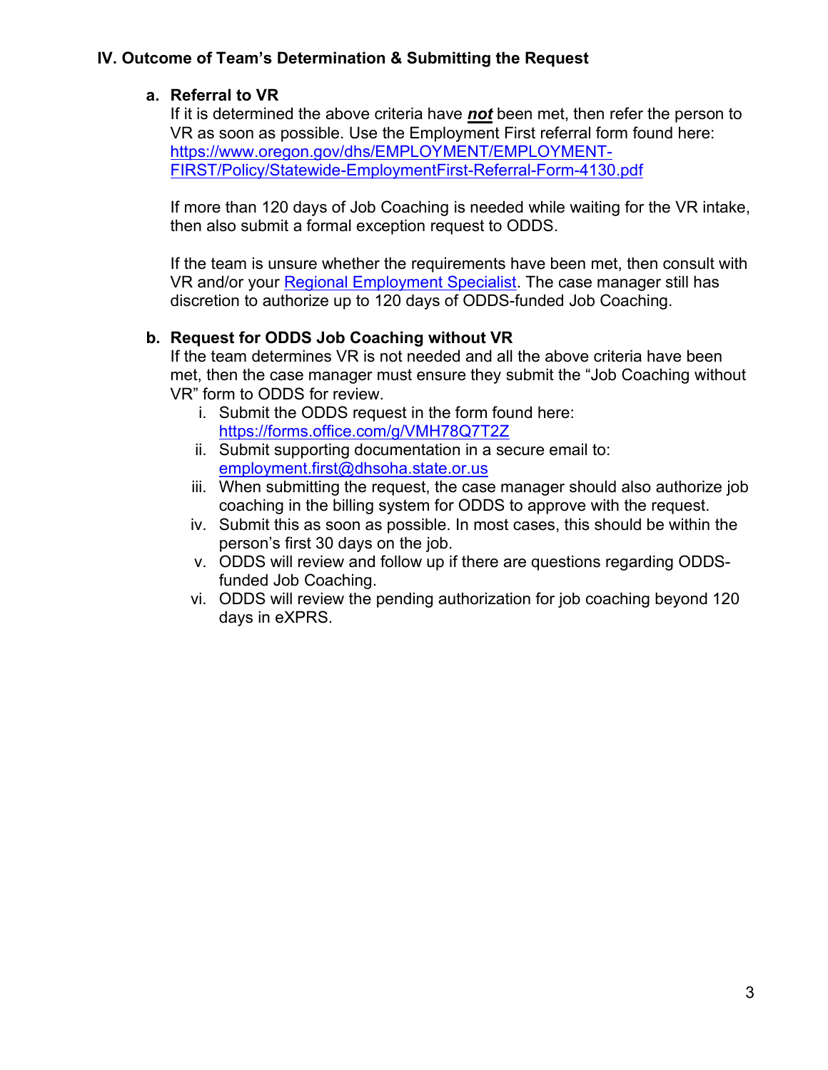## IV. Outcome of Team's Determination & Submitting the Request

### a. Referral to VR

If it is determined the above criteria have ***not*** been met, then refer the person to VR as soon as possible. Use the Employment First referral form found here: [https://www.oregon.gov/dhs/EMPLOYMENT/EMPLOYMENT-FIRST/Policy/Statewide-EmploymentFirst-Referral-Form-4130.pdf](https://www.oregon.gov/dhs/EMPLOYMENT/EMPLOYMENT-FIRST/Policy/Statewide-EmploymentFirst-Referral-Form-4130.pdf)

If more than 120 days of Job Coaching is needed while waiting for the VR intake, then also submit a formal exception request to ODDS.

If the team is unsure whether the requirements have been met, then consult with VR and/or your Regional Employment Specialist. The case manager still has discretion to authorize up to 120 days of ODDS-funded Job Coaching.

### b. Request for ODDS Job Coaching without VR

If the team determines VR is not needed and all the above criteria have been met, then the case manager must ensure they submit the "Job Coaching without VR" form to ODDS for review.

i. Submit the ODDS request in the form found here: [https://forms.office.com/g/VMH78Q7T2Z](https://forms.office.com/g/VMH78Q7T2Z)
ii. Submit supporting documentation in a secure email to: [employment.first@dhsoha.state.or.us](mailto:employment.first@dhsoha.state.or.us)
iii. When submitting the request, the case manager should also authorize job coaching in the billing system for ODDS to approve with the request.
iv. Submit this as soon as possible. In most cases, this should be within the person's first 30 days on the job.
v. ODDS will review and follow up if there are questions regarding ODDS-funded Job Coaching.
vi. ODDS will review the pending authorization for job coaching beyond 120 days in eXPRS.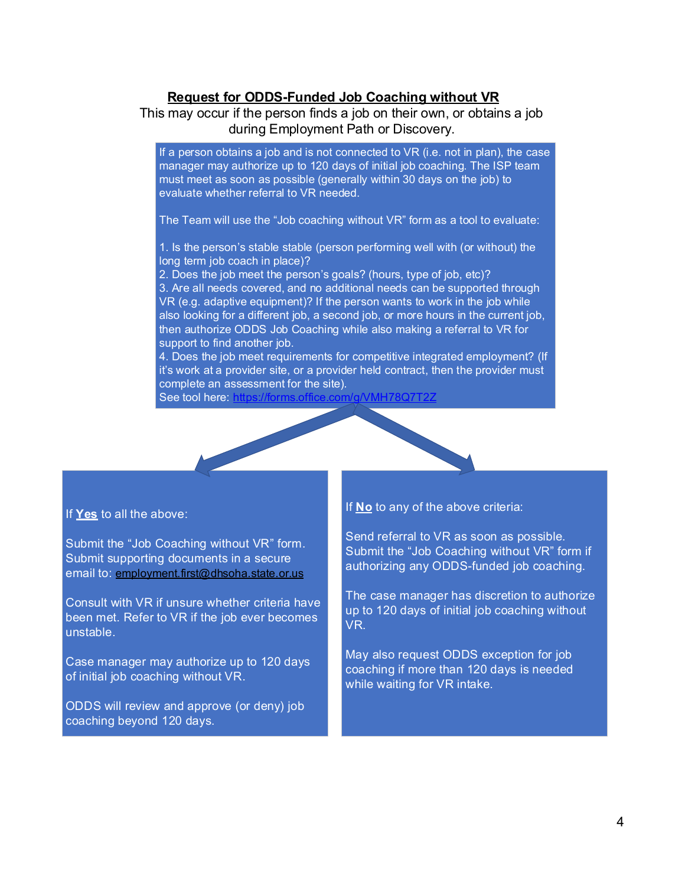**<u>Request for ODDS-Funded Job Coaching without VR</u>**

This may occur if the person finds a job on their own, or obtains a job during Employment Path or Discovery.

If a person obtains a job and is not connected to VR (i.e. not in plan), the case manager may authorize up to 120 days of initial job coaching. The ISP team must meet as soon as possible (generally within 30 days on the job) to evaluate whether referral to VR needed.

The Team will use the "Job coaching without VR" form as a tool to evaluate:

1. Is the person's stable stable (person performing well with (or without) the long term job coach in place)?
2. Does the job meet the person's goals? (hours, type of job, etc)?
3. Are all needs covered, and no additional needs can be supported through VR (e.g. adaptive equipment)? If the person wants to work in the job while also looking for a different job, a second job, or more hours in the current job, then authorize ODDS Job Coaching while also making a referral to VR for support to find another job.
4. Does the job meet requirements for competitive integrated employment? (If it's work at a provider site, or a provider held contract, then the provider must complete an assessment for the site).

See tool here: https://forms.office.com/g/VMH78Q7T2Z

If **<u>Yes</u>** to all the above:

Submit the "Job Coaching without VR" form. Submit supporting documents in a secure email to: employment.first@dhsoha.state.or.us

Consult with VR if unsure whether criteria have been met. Refer to VR if the job ever becomes unstable.

Case manager may authorize up to 120 days of initial job coaching without VR.

ODDS will review and approve (or deny) job coaching beyond 120 days.

If **<u>No</u>** to any of the above criteria:

Send referral to VR as soon as possible. Submit the "Job Coaching without VR" form if authorizing any ODDS-funded job coaching.

The case manager has discretion to authorize up to 120 days of initial job coaching without VR.

May also request ODDS exception for job coaching if more than 120 days is needed while waiting for VR intake.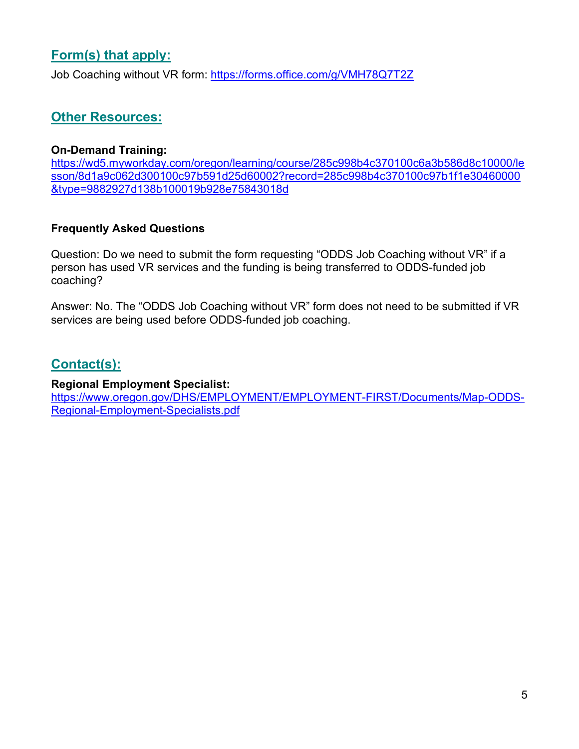## Form(s) that apply:

Job Coaching without VR form: https://forms.office.com/g/VMH78Q7T2Z

## Other Resources:

**On-Demand Training:**
https://wd5.myworkday.com/oregon/learning/course/285c998b4c370100c6a3b586d8c10000/lesson/8d1a9c062d300100c97b591d25d60002?record=285c998b4c370100c97b1f1e30460000&type=9882927d138b100019b928e75843018d

**Frequently Asked Questions**

Question: Do we need to submit the form requesting “ODDS Job Coaching without VR” if a person has used VR services and the funding is being transferred to ODDS-funded job coaching?

Answer: No. The “ODDS Job Coaching without VR” form does not need to be submitted if VR services are being used before ODDS-funded job coaching.

## Contact(s):

**Regional Employment Specialist:**
https://www.oregon.gov/DHS/EMPLOYMENT/EMPLOYMENT-FIRST/Documents/Map-ODDS-Regional-Employment-Specialists.pdf